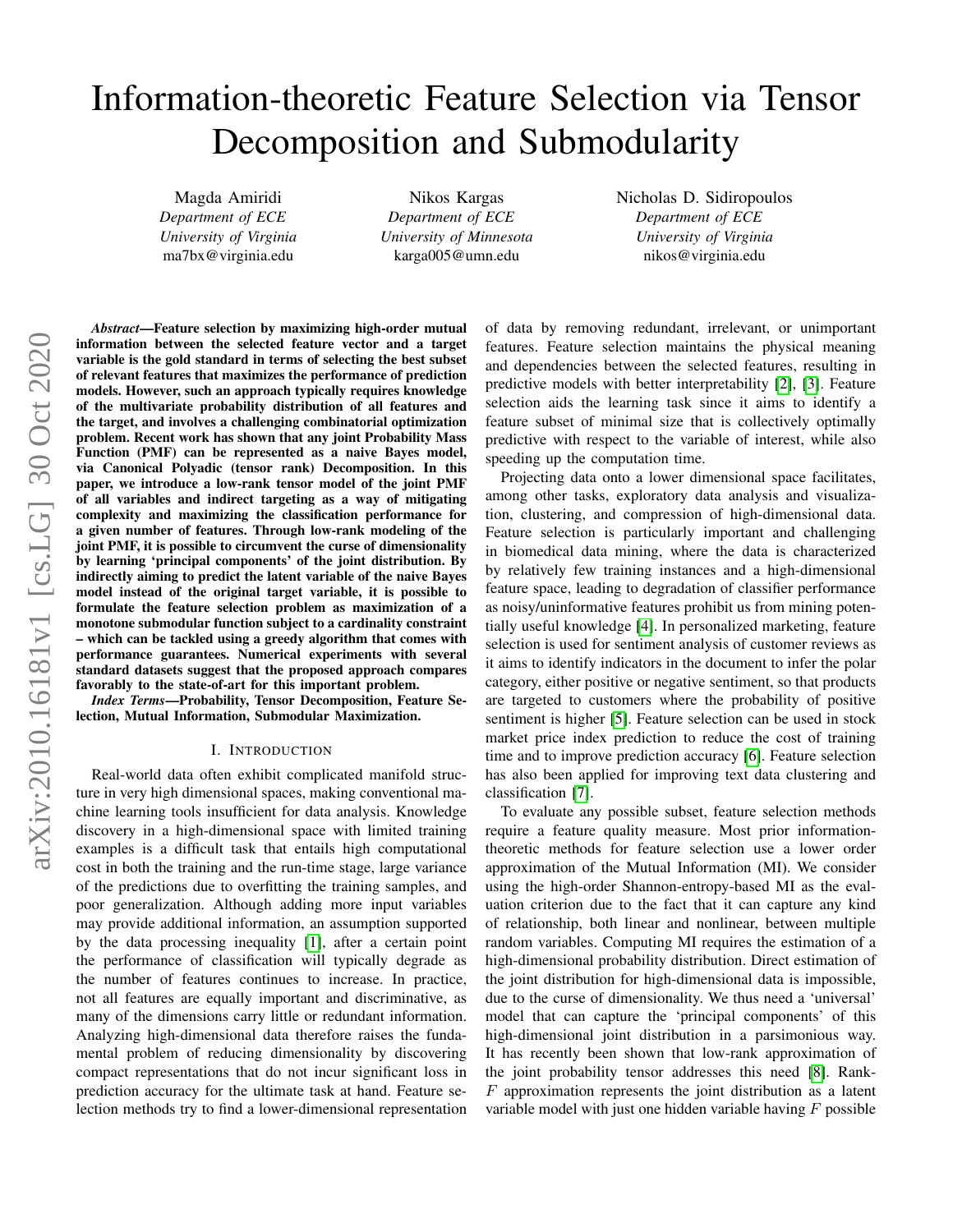# Information-theoretic Feature Selection via Tensor Decomposition and Submodularity

Magda Amiridi
*Department of ECE*
*University of Virginia*
ma7bx@virginia.edu

Nikos Kargas
*Department of ECE*
*University of Minnesota*
karga005@umn.edu

Nicholas D. Sidiropoulos
*Department of ECE*
*University of Virginia*
nikos@virginia.edu

***Abstract*—Feature selection by maximizing high-order mutual information between the selected feature vector and a target variable is the gold standard in terms of selecting the best subset of relevant features that maximizes the performance of prediction models. However, such an approach typically requires knowledge of the multivariate probability distribution of all features and the target, and involves a challenging combinatorial optimization problem. Recent work has shown that any joint Probability Mass Function (PMF) can be represented as a naive Bayes model, via Canonical Polyadic (tensor rank) Decomposition. In this paper, we introduce a low-rank tensor model of the joint PMF of all variables and indirect targeting as a way of mitigating complexity and maximizing the classification performance for a given number of features. Through low-rank modeling of the joint PMF, it is possible to circumvent the curse of dimensionality by learning 'principal components' of the joint distribution. By indirectly aiming to predict the latent variable of the naive Bayes model instead of the original target variable, it is possible to formulate the feature selection problem as maximization of a monotone submodular function subject to a cardinality constraint – which can be tackled using a greedy algorithm that comes with performance guarantees. Numerical experiments with several standard datasets suggest that the proposed approach compares favorably to the state-of-art for this important problem.**

***Index Terms*—Probability, Tensor Decomposition, Feature Selection, Mutual Information, Submodular Maximization.**

## I. Introduction

Real-world data often exhibit complicated manifold structure in very high dimensional spaces, making conventional machine learning tools insufficient for data analysis. Knowledge discovery in a high-dimensional space with limited training examples is a difficult task that entails high computational cost in both the training and the run-time stage, large variance of the predictions due to overfitting the training samples, and poor generalization. Although adding more input variables may provide additional information, an assumption supported by the data processing inequality [1], after a certain point the performance of classification will typically degrade as the number of features continues to increase. In practice, not all features are equally important and discriminative, as many of the dimensions carry little or redundant information. Analyzing high-dimensional data therefore raises the fundamental problem of reducing dimensionality by discovering compact representations that do not incur significant loss in prediction accuracy for the ultimate task at hand. Feature selection methods try to find a lower-dimensional representation of data by removing redundant, irrelevant, or unimportant features. Feature selection maintains the physical meaning and dependencies between the selected features, resulting in predictive models with better interpretability [2], [3]. Feature selection aids the learning task since it aims to identify a feature subset of minimal size that is collectively optimally predictive with respect to the variable of interest, while also speeding up the computation time.

Projecting data onto a lower dimensional space facilitates, among other tasks, exploratory data analysis and visualization, clustering, and compression of high-dimensional data. Feature selection is particularly important and challenging in biomedical data mining, where the data is characterized by relatively few training instances and a high-dimensional feature space, leading to degradation of classifier performance as noisy/uninformative features prohibit us from mining potentially useful knowledge [4]. In personalized marketing, feature selection is used for sentiment analysis of customer reviews as it aims to identify indicators in the document to infer the polar category, either positive or negative sentiment, so that products are targeted to customers where the probability of positive sentiment is higher [5]. Feature selection can be used in stock market price index prediction to reduce the cost of training time and to improve prediction accuracy [6]. Feature selection has also been applied for improving text data clustering and classification [7].

To evaluate any possible subset, feature selection methods require a feature quality measure. Most prior information-theoretic methods for feature selection use a lower order approximation of the Mutual Information (MI). We consider using the high-order Shannon-entropy-based MI as the evaluation criterion due to the fact that it can capture any kind of relationship, both linear and nonlinear, between multiple random variables. Computing MI requires the estimation of a high-dimensional probability distribution. Direct estimation of the joint distribution for high-dimensional data is impossible, due to the curse of dimensionality. We thus need a 'universal' model that can capture the 'principal components' of this high-dimensional joint distribution in a parsimonious way. It has recently been shown that low-rank approximation of the joint probability tensor addresses this need [8]. Rank-$F$ approximation represents the joint distribution as a latent variable model with just one hidden variable having $F$ possible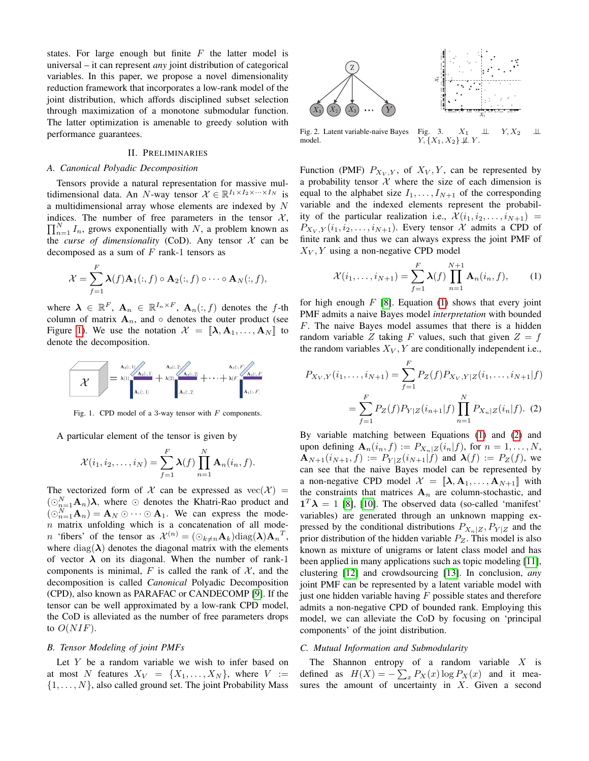states. For large enough but finite $F$ the latter model is universal – it can represent *any* joint distribution of categorical variables. In this paper, we propose a novel dimensionality reduction framework that incorporates a low-rank model of the joint distribution, which affords disciplined subset selection through maximization of a monotone submodular function. The latter optimization is amenable to greedy solution with performance guarantees.

## II. Preliminaries

### A. Canonical Polyadic Decomposition

Tensors provide a natural representation for massive multidimensional data. An $N$-way tensor $\mathcal{X} \in \mathbb{R}^{I_1 \times I_2 \times \cdots \times I_N}$ is a multidimensional array whose elements are indexed by $N$ indices. The number of free parameters in the tensor $\mathcal{X}$, $\prod_{n=1}^{N} I_n$, grows exponentially with $N$, a problem known as the *curse of dimensionality* (CoD). Any tensor $\mathcal{X}$ can be decomposed as a sum of $F$ rank-1 tensors as

$$\mathcal{X} = \sum_{f=1}^{F} \boldsymbol{\lambda}(f) \mathbf{A}_1(:, f) \circ \mathbf{A}_2(:, f) \circ \cdots \circ \mathbf{A}_N(:, f),$$

where $\boldsymbol{\lambda} \in \mathbb{R}^F$, $\mathbf{A}_n \in \mathbb{R}^{I_n \times F}$, $\mathbf{A}_n(:, f)$ denotes the $f$-th column of matrix $\mathbf{A}_n$, and $\circ$ denotes the outer product (see Figure 1). We use the notation $\mathcal{X} = [\![\boldsymbol{\lambda}, \mathbf{A}_1, \ldots, \mathbf{A}_N]\!]$ to denote the decomposition.

Fig. 1. CPD model of a 3-way tensor with $F$ components.

A particular element of the tensor is given by

$$\mathcal{X}(i_1, i_2, \ldots, i_N) = \sum_{f=1}^{F} \boldsymbol{\lambda}(f) \prod_{n=1}^{N} \mathbf{A}_n(i_n, f).$$

The vectorized form of $\mathcal{X}$ can be expressed as $\text{vec}(\mathcal{X}) = (\odot_{n=1}^{N} \mathbf{A}_n)\boldsymbol{\lambda}$, where $\odot$ denotes the Khatri-Rao product and $(\odot_{n=1}^{N} \mathbf{A}_n) = \mathbf{A}_N \odot \cdots \odot \mathbf{A}_1$. We can express the mode-$n$ matrix unfolding which is a concatenation of all mode-$n$ 'fibers' of the tensor as $\mathcal{X}^{(n)} = (\odot_{k \neq n} \mathbf{A}_k) \text{diag}(\boldsymbol{\lambda}) \mathbf{A}_n{}^T$, where $\text{diag}(\boldsymbol{\lambda})$ denotes the diagonal matrix with the elements of vector $\boldsymbol{\lambda}$ on its diagonal. When the number of rank-1 components is minimal, $F$ is called the rank of $\mathcal{X}$, and the decomposition is called *Canonical* Polyadic Decomposition (CPD), also known as PARAFAC or CANDECOMP [9]. If the tensor can be well approximated by a low-rank CPD model, the CoD is alleviated as the number of free parameters drops to $O(NIF)$.

### B. Tensor Modeling of joint PMFs

Let $Y$ be a random variable we wish to infer based on at most $N$ features $X_V = \{X_1, \ldots, X_N\}$, where $V := \{1, \ldots, N\}$, also called ground set. The joint Probability Mass Function (PMF) $P_{X_V, Y}$, of $X_V, Y$, can be represented by a probability tensor $\mathcal{X}$ where the size of each dimension is equal to the alphabet size $I_1, \ldots, I_{N+1}$ of the corresponding variable and the indexed elements represent the probability of the particular realization i.e., $\mathcal{X}(i_1, i_2, \ldots, i_{N+1}) = P_{X_V, Y}(i_1, i_2, \ldots, i_{N+1})$. Every tensor $\mathcal{X}$ admits a CPD of finite rank and thus we can always express the joint PMF of $X_V, Y$ using a non-negative CPD model

$$\mathcal{X}(i_1, \ldots, i_{N+1}) = \sum_{f=1}^{F} \boldsymbol{\lambda}(f) \prod_{n=1}^{N+1} \mathbf{A}_n(i_n, f), \tag{1}$$

for high enough $F$ [8]. Equation (1) shows that every joint PMF admits a naive Bayes model *interpretation* with bounded $F$. The naive Bayes model assumes that there is a hidden random variable $Z$ taking $F$ values, such that given $Z = f$ the random variables $X_V, Y$ are conditionally independent i.e.,

$$P_{X_V, Y}(i_1, \ldots, i_{N+1}) = \sum_{f=1}^{F} P_Z(f) P_{X_V, Y|Z}(i_1, \ldots, i_{N+1}|f)$$
$$= \sum_{f=1}^{F} P_Z(f) P_{Y|Z}(i_{N+1}|f) \prod_{n=1}^{N} P_{X_n|Z}(i_n|f). \tag{2}$$

Fig. 2. Latent variable-naive Bayes model.

Fig. 3. $X_1 \perp\!\!\!\perp Y, X_2 \perp\!\!\!\perp Y, \{X_1, X_2\} \not\perp\!\!\!\perp Y$.

By variable matching between Equations (1) and (2) and upon defining $\mathbf{A}_n(i_n, f) := P_{X_n|Z}(i_n|f)$, for $n = 1, \ldots, N$, $\mathbf{A}_{N+1}(i_{N+1}, f) := P_{Y|Z}(i_{N+1}|f)$ and $\boldsymbol{\lambda}(f) := P_Z(f)$, we can see that the naive Bayes model can be represented by a non-negative CPD model $\mathcal{X} = [\![\boldsymbol{\lambda}, \mathbf{A}_1, \ldots, \mathbf{A}_{N+1}]\!]$ with the constraints that matrices $\mathbf{A}_n$ are column-stochastic, and $\mathbf{1}^T \boldsymbol{\lambda} = 1$ [8], [10]. The observed data (so-called 'manifest' variables) are generated through an unknown mapping expressed by the conditional distributions $P_{X_n|Z}, P_{Y|Z}$ and the prior distribution of the hidden variable $P_Z$. This model is also known as mixture of unigrams or latent class model and has been applied in many applications such as topic modeling [11], clustering [12] and crowdsourcing [13]. In conclusion, *any* joint PMF can be represented by a latent variable model with just one hidden variable having $F$ possible states and therefore admits a non-negative CPD of bounded rank. Employing this model, we can alleviate the CoD by focusing on 'principal components' of the joint distribution.

### C. Mutual Information and Submodularity

The Shannon entropy of a random variable $X$ is defined as $H(X) = -\sum_x P_X(x) \log P_X(x)$ and it measures the amount of uncertainty in $X$. Given a second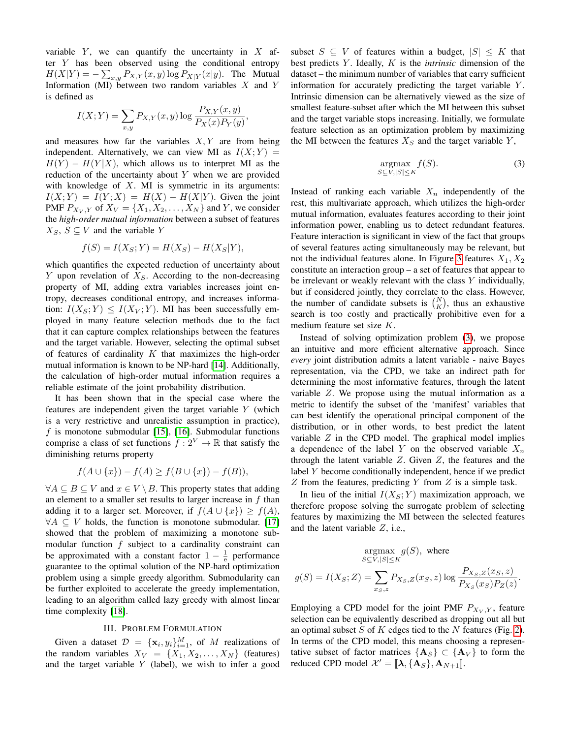variable $Y$, we can quantify the uncertainty in $X$ after $Y$ has been observed using the conditional entropy $H(X|Y) = -\sum_{x,y} P_{X,Y}(x,y) \log P_{X|Y}(x|y)$. The Mutual Information (MI) between two random variables $X$ and $Y$ is defined as

$$I(X;Y) = \sum_{x,y} P_{X,Y}(x,y) \log \frac{P_{X,Y}(x,y)}{P_X(x)P_Y(y)},$$

and measures how far the variables $X, Y$ are from being independent. Alternatively, we can view MI as $I(X;Y) = H(Y) - H(Y|X)$, which allows us to interpret MI as the reduction of the uncertainty about $Y$ when we are provided with knowledge of $X$. MI is symmetric in its arguments: $I(X;Y) = I(Y;X) = H(X) - H(X|Y)$. Given the joint PMF $P_{X_V,Y}$ of $X_V = \{X_1, X_2, \ldots, X_N\}$ and $Y$, we consider the *high-order mutual information* between a subset of features $X_S$, $S \subseteq V$ and the variable $Y$

$$f(S) = I(X_S;Y) = H(X_S) - H(X_S|Y),$$

which quantifies the expected reduction of uncertainty about $Y$ upon revelation of $X_S$. According to the non-decreasing property of MI, adding extra variables increases joint entropy, decreases conditional entropy, and increases information: $I(X_S;Y) \leq I(X_V;Y)$. MI has been successfully employed in many feature selection methods due to the fact that it can capture complex relationships between the features and the target variable. However, selecting the optimal subset of features of cardinality $K$ that maximizes the high-order mutual information is known to be NP-hard [14]. Additionally, the calculation of high-order mutual information requires a reliable estimate of the joint probability distribution.

It has been shown that in the special case where the features are independent given the target variable $Y$ (which is a very restrictive and unrealistic assumption in practice), $f$ is monotone submodular [15], [16]. Submodular functions comprise a class of set functions $f : 2^V \to \mathbb{R}$ that satisfy the diminishing returns property

$$f(A \cup \{x\}) - f(A) \geq f(B \cup \{x\}) - f(B)),$$

$\forall A \subseteq B \subseteq V$ and $x \in V \setminus B$. This property states that adding an element to a smaller set results to larger increase in $f$ than adding it to a larger set. Moreover, if $f(A \cup \{x\}) \geq f(A)$, $\forall A \subseteq V$ holds, the function is monotone submodular. [17] showed that the problem of maximizing a monotone submodular function $f$ subject to a cardinality constraint can be approximated with a constant factor $1 - \frac{1}{e}$ performance guarantee to the optimal solution of the NP-hard optimization problem using a simple greedy algorithm. Submodularity can be further exploited to accelerate the greedy implementation, leading to an algorithm called lazy greedy with almost linear time complexity [18].

## III. Problem Formulation

Given a dataset $\mathcal{D} = \{\mathbf{x}_i, y_i\}_{i=1}^M$, of $M$ realizations of the random variables $X_V = \{X_1, X_2, \ldots, X_N\}$ (features) and the target variable $Y$ (label), we wish to infer a good subset $S \subseteq V$ of features within a budget, $|S| \leq K$ that best predicts $Y$. Ideally, $K$ is the *intrinsic* dimension of the dataset – the minimum number of variables that carry sufficient information for accurately predicting the target variable $Y$. Intrinsic dimension can be alternatively viewed as the size of smallest feature-subset after which the MI between this subset and the target variable stops increasing. Initially, we formulate feature selection as an optimization problem by maximizing the MI between the features $X_S$ and the target variable $Y$,

$$\underset{S \subseteq V, |S| \leq K}{\operatorname{argmax}} \; f(S). \tag{3}$$

Instead of ranking each variable $X_n$ independently of the rest, this multivariate approach, which utilizes the high-order mutual information, evaluates features according to their joint information power, enabling us to detect redundant features. Feature interaction is significant in view of the fact that groups of several features acting simultaneously may be relevant, but not the individual features alone. In Figure 3 features $X_1, X_2$ constitute an interaction group – a set of features that appear to be irrelevant or weakly relevant with the class $Y$ individually, but if considered jointly, they correlate to the class. However, the number of candidate subsets is $\binom{N}{K}$, thus an exhaustive search is too costly and practically prohibitive even for a medium feature set size $K$.

Instead of solving optimization problem (3), we propose an intuitive and more efficient alternative approach. Since *every* joint distribution admits a latent variable - naive Bayes representation, via the CPD, we take an indirect path for determining the most informative features, through the latent variable $Z$. We propose using the mutual information as a metric to identify the subset of the 'manifest' variables that can best identify the operational principal component of the distribution, or in other words, to best predict the latent variable $Z$ in the CPD model. The graphical model implies a dependence of the label $Y$ on the observed variable $X_n$ through the latent variable $Z$. Given $Z$, the features and the label $Y$ become conditionally independent, hence if we predict $Z$ from the features, predicting $Y$ from $Z$ is a simple task.

In lieu of the initial $I(X_S;Y)$ maximization approach, we therefore propose solving the surrogate problem of selecting features by maximizing the MI between the selected features and the latent variable $Z$, i.e.,

$$\underset{S \subseteq V, |S| \leq K}{\operatorname{argmax}} \; g(S), \text{ where}$$

$$g(S) = I(X_S;Z) = \sum_{x_S,z} P_{X_S,Z}(x_S,z) \log \frac{P_{X_S,Z}(x_S,z)}{P_{X_S}(x_S)P_Z(z)}.$$

Employing a CPD model for the joint PMF $P_{X_V,Y}$, feature selection can be equivalently described as dropping out all but an optimal subset $S$ of $K$ edges tied to the $N$ features (Fig. 2). In terms of the CPD model, this means choosing a representative subset of factor matrices $\{\mathbf{A}_S\} \subset \{\mathbf{A}_V\}$ to form the reduced CPD model $\mathcal{X}' = [\![\boldsymbol{\lambda}, \{\mathbf{A}_S\}, \mathbf{A}_{N+1}]\!]$.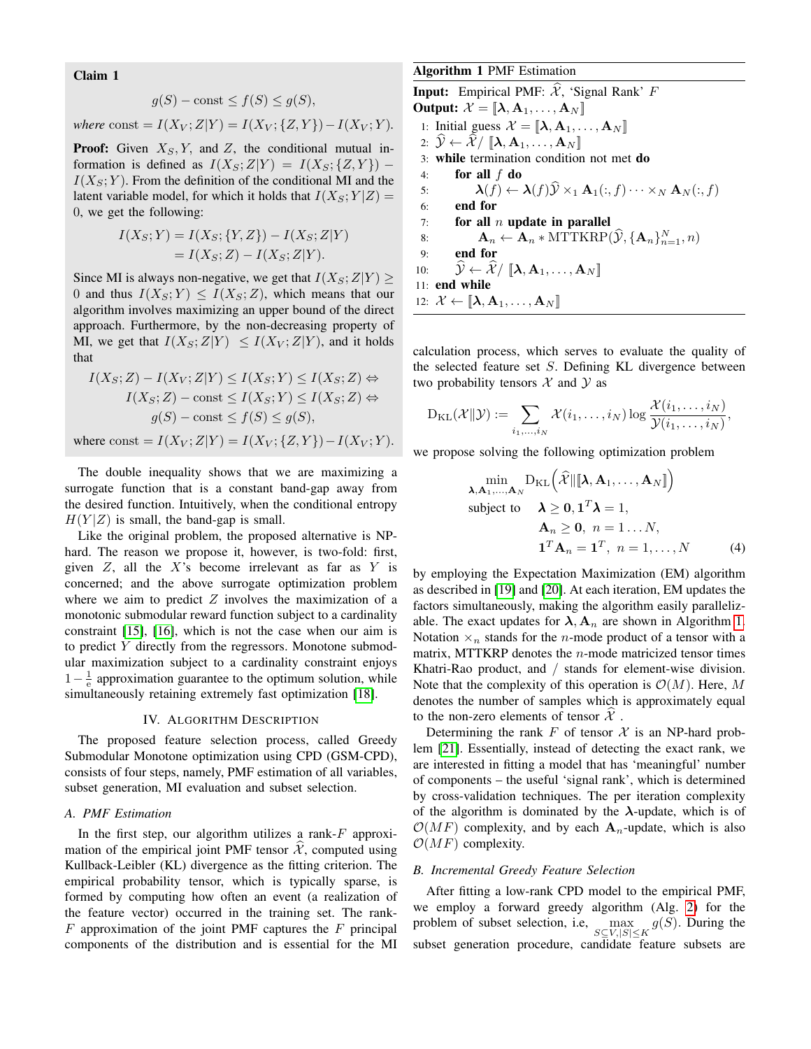**Claim 1**

$$g(S) - \text{const} \leq f(S) \leq g(S),$$

*where* $\text{const} = I(X_V; Z|Y) = I(X_V; \{Z, Y\}) - I(X_V; Y)$.

**Proof:** Given $X_S, Y$, and $Z$, the conditional mutual information is defined as $I(X_S; Z|Y) = I(X_S; \{Z, Y\}) - I(X_S; Y)$. From the definition of the conditional MI and the latent variable model, for which it holds that $I(X_S; Y|Z) = 0$, we get the following:

$$\begin{aligned} I(X_S; Y) &= I(X_S; \{Y, Z\}) - I(X_S; Z|Y) \\ &= I(X_S; Z) - I(X_S; Z|Y). \end{aligned}$$

Since MI is always non-negative, we get that $I(X_S; Z|Y) \geq 0$ and thus $I(X_S; Y) \leq I(X_S; Z)$, which means that our algorithm involves maximizing an upper bound of the direct approach. Furthermore, by the non-decreasing property of MI, we get that $I(X_S; Z|Y) \leq I(X_V; Z|Y)$, and it holds that

$$\begin{aligned} I(X_S; Z) - I(X_V; Z|Y) \leq I(X_S; Y) \leq I(X_S; Z) &\Leftrightarrow \\ I(X_S; Z) - \text{const} \leq I(X_S; Y) \leq I(X_S; Z) &\Leftrightarrow \\ g(S) - \text{const} \leq f(S) \leq g(S), & \end{aligned}$$

where $\text{const} = I(X_V; Z|Y) = I(X_V; \{Z, Y\}) - I(X_V; Y)$.

The double inequality shows that we are maximizing a surrogate function that is a constant band-gap away from the desired function. Intuitively, when the conditional entropy $H(Y|Z)$ is small, the band-gap is small.

Like the original problem, the proposed alternative is NP-hard. The reason we propose it, however, is two-fold: first, given $Z$, all the $X$'s become irrelevant as far as $Y$ is concerned; and the above surrogate optimization problem where we aim to predict $Z$ involves the maximization of a monotonic submodular reward function subject to a cardinality constraint [15], [16], which is not the case when our aim is to predict $Y$ directly from the regressors. Monotone submodular maximization subject to a cardinality constraint enjoys $1 - \frac{1}{e}$ approximation guarantee to the optimum solution, while simultaneously retaining extremely fast optimization [18].

## IV. Algorithm Description

The proposed feature selection process, called Greedy Submodular Monotone optimization using CPD (GSM-CPD), consists of four steps, namely, PMF estimation of all variables, subset generation, MI evaluation and subset selection.

### A. PMF Estimation

In the first step, our algorithm utilizes a rank-$F$ approximation of the empirical joint PMF tensor $\widehat{\mathcal{X}}$, computed using Kullback-Leibler (KL) divergence as the fitting criterion. The empirical probability tensor, which is typically sparse, is formed by computing how often an event (a realization of the feature vector) occurred in the training set. The rank-$F$ approximation of the joint PMF captures the $F$ principal components of the distribution and is essential for the MI calculation process, which serves to evaluate the quality of the selected feature set $S$. Defining KL divergence between two probability tensors $\mathcal{X}$ and $\mathcal{Y}$ as

$$\mathrm{D_{KL}}(\mathcal{X} \| \mathcal{Y}) := \sum_{i_1, \ldots, i_N} \mathcal{X}(i_1, \ldots, i_N) \log \frac{\mathcal{X}(i_1, \ldots, i_N)}{\mathcal{Y}(i_1, \ldots, i_N)},$$

we propose solving the following optimization problem

$$\begin{aligned} \min_{\boldsymbol{\lambda}, \mathbf{A}_1, \ldots, \mathbf{A}_N} \quad & \mathrm{D_{KL}}\Big(\widehat{\mathcal{X}} \| [\![\boldsymbol{\lambda}, \mathbf{A}_1, \ldots, \mathbf{A}_N]\!]\Big) \\ \text{subject to} \quad & \boldsymbol{\lambda} \geq \mathbf{0}, \mathbf{1}^T \boldsymbol{\lambda} = 1, \\ & \mathbf{A}_n \geq \mathbf{0}, \; n = 1 \ldots N, \\ & \mathbf{1}^T \mathbf{A}_n = \mathbf{1}^T, \; n = 1, \ldots, N \end{aligned} \tag{4}$$

by employing the Expectation Maximization (EM) algorithm as described in [19] and [20]. At each iteration, EM updates the factors simultaneously, making the algorithm easily parallelizable. The exact updates for $\boldsymbol{\lambda}, \mathbf{A}_n$ are shown in Algorithm 1. Notation $\times_n$ stands for the $n$-mode product of a tensor with a matrix, MTTKRP denotes the $n$-mode matricized tensor times Khatri-Rao product, and $/$ stands for element-wise division. Note that the complexity of this operation is $\mathcal{O}(M)$. Here, $M$ denotes the number of samples which is approximately equal to the non-zero elements of tensor $\widehat{\mathcal{X}}$ .

**Algorithm 1** PMF Estimation

**Input:** Empirical PMF: $\widehat{\mathcal{X}}$, 'Signal Rank' $F$
**Output:** $\mathcal{X} = [\![\boldsymbol{\lambda}, \mathbf{A}_1, \ldots, \mathbf{A}_N]\!]$

1: Initial guess $\mathcal{X} = [\![\boldsymbol{\lambda}, \mathbf{A}_1, \ldots, \mathbf{A}_N]\!]$
2: $\widehat{\mathcal{Y}} \leftarrow \widehat{\mathcal{X}} / \, [\![\boldsymbol{\lambda}, \mathbf{A}_1, \ldots, \mathbf{A}_N]\!]$
3: **while** termination condition not met **do**
4: &nbsp;&nbsp;&nbsp;&nbsp;**for all** $f$ **do**
5: &nbsp;&nbsp;&nbsp;&nbsp;&nbsp;&nbsp;&nbsp;&nbsp;$\boldsymbol{\lambda}(f) \leftarrow \boldsymbol{\lambda}(f) \widehat{\mathcal{Y}} \times_1 \mathbf{A}_1(:, f) \cdots \times_N \mathbf{A}_N(:, f)$
6: &nbsp;&nbsp;&nbsp;&nbsp;**end for**
7: &nbsp;&nbsp;&nbsp;&nbsp;**for all** $n$ **update in parallel**
8: &nbsp;&nbsp;&nbsp;&nbsp;&nbsp;&nbsp;&nbsp;&nbsp;$\mathbf{A}_n \leftarrow \mathbf{A}_n * \mathrm{MTTKRP}(\widehat{\mathcal{Y}}, \{\mathbf{A}_n\}_{n=1}^N, n)$
9: &nbsp;&nbsp;&nbsp;&nbsp;**end for**
10: &nbsp;&nbsp;&nbsp;&nbsp;$\widehat{\mathcal{Y}} \leftarrow \widehat{\mathcal{X}} / \, [\![\boldsymbol{\lambda}, \mathbf{A}_1, \ldots, \mathbf{A}_N]\!]$
11: **end while**
12: $\mathcal{X} \leftarrow [\![\boldsymbol{\lambda}, \mathbf{A}_1, \ldots, \mathbf{A}_N]\!]$

Determining the rank $F$ of tensor $\mathcal{X}$ is an NP-hard problem [21]. Essentially, instead of detecting the exact rank, we are interested in fitting a model that has 'meaningful' number of components – the useful 'signal rank', which is determined by cross-validation techniques. The per iteration complexity of the algorithm is dominated by the $\boldsymbol{\lambda}$-update, which is of $\mathcal{O}(MF)$ complexity, and by each $\mathbf{A}_n$-update, which is also $\mathcal{O}(MF)$ complexity.

### B. Incremental Greedy Feature Selection

After fitting a low-rank CPD model to the empirical PMF, we employ a forward greedy algorithm (Alg. 2) for the problem of subset selection, i.e, $\max\limits_{S \subseteq V, |S| \leq K} g(S)$. During the subset generation procedure, candidate feature subsets are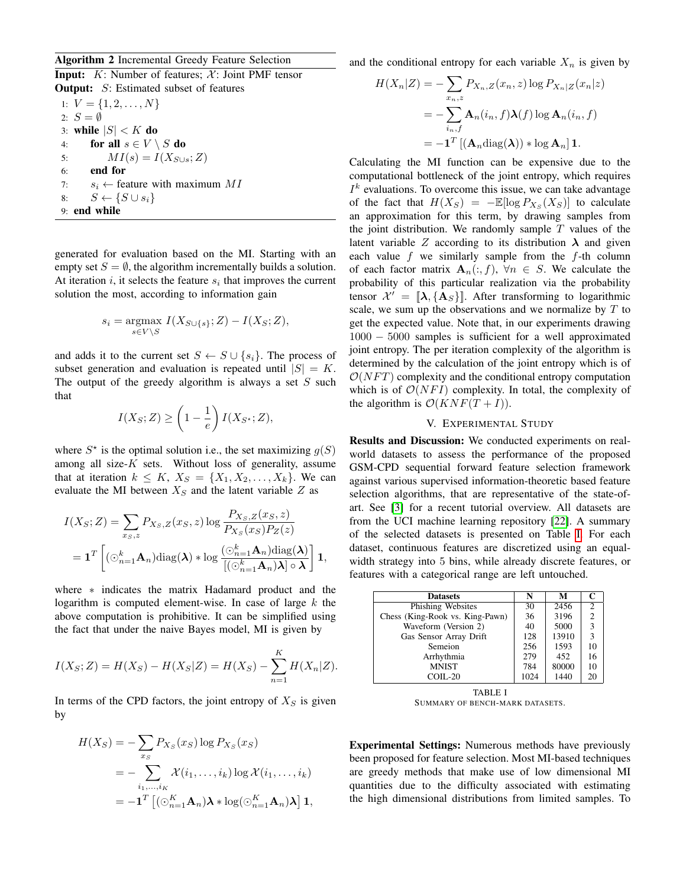**Algorithm 2** Incremental Greedy Feature Selection

**Input:** $K$: Number of features; $\mathcal{X}$: Joint PMF tensor
**Output:** $S$: Estimated subset of features

1: $V = \{1, 2, \ldots, N\}$
2: $S = \emptyset$
3: **while** $|S| < K$ **do**
4: &nbsp;&nbsp;&nbsp;&nbsp;**for all** $s \in V \setminus S$ **do**
5: &nbsp;&nbsp;&nbsp;&nbsp;&nbsp;&nbsp;&nbsp;&nbsp;$MI(s) = I(X_{S \cup s}; Z)$
6: &nbsp;&nbsp;&nbsp;&nbsp;**end for**
7: &nbsp;&nbsp;&nbsp;&nbsp;$s_i \leftarrow$ feature with maximum $MI$
8: &nbsp;&nbsp;&nbsp;&nbsp;$S \leftarrow \{S \cup s_i\}$
9: **end while**

generated for evaluation based on the MI. Starting with an empty set $S = \emptyset$, the algorithm incrementally builds a solution. At iteration $i$, it selects the feature $s_i$ that improves the current solution the most, according to information gain

$$s_i = \underset{s \in V \setminus S}{\operatorname{argmax}}\ I(X_{S \cup \{s\}}; Z) - I(X_S; Z),$$

and adds it to the current set $S \leftarrow S \cup \{s_i\}$. The process of subset generation and evaluation is repeated until $|S| = K$. The output of the greedy algorithm is always a set $S$ such that

$$I(X_S; Z) \geq \left(1 - \frac{1}{e}\right) I(X_{S^\star}; Z),$$

where $S^\star$ is the optimal solution i.e., the set maximizing $g(S)$ among all size-$K$ sets. Without loss of generality, assume that at iteration $k \leq K$, $X_S = \{X_1, X_2, \ldots, X_k\}$. We can evaluate the MI between $X_S$ and the latent variable $Z$ as

$$\begin{aligned} I(X_S; Z) &= \sum_{x_S, z} P_{X_S, Z}(x_S, z) \log \frac{P_{X_S, Z}(x_S, z)}{P_{X_S}(x_S) P_Z(z)} \\ &= \mathbf{1}^T \left[ (\odot_{n=1}^{k} \mathbf{A}_n) \text{diag}(\boldsymbol{\lambda}) * \log \frac{(\odot_{n=1}^{k} \mathbf{A}_n) \text{diag}(\boldsymbol{\lambda})}{[(\odot_{n=1}^{k} \mathbf{A}_n) \boldsymbol{\lambda}] \circ \boldsymbol{\lambda}} \right] \mathbf{1}, \end{aligned}$$

where $*$ indicates the matrix Hadamard product and the logarithm is computed element-wise. In case of large $k$ the above computation is prohibitive. It can be simplified using the fact that under the naive Bayes model, MI is given by

$$I(X_S; Z) = H(X_S) - H(X_S|Z) = H(X_S) - \sum_{n=1}^{K} H(X_n|Z).$$

In terms of the CPD factors, the joint entropy of $X_S$ is given by

$$\begin{aligned} H(X_S) &= -\sum_{x_S} P_{X_S}(x_S) \log P_{X_S}(x_S) \\ &= -\sum_{i_1, \ldots, i_K} \mathcal{X}(i_1, \ldots, i_k) \log \mathcal{X}(i_1, \ldots, i_k) \\ &= -\mathbf{1}^T \left[ (\odot_{n=1}^{K} \mathbf{A}_n) \boldsymbol{\lambda} * \log (\odot_{n=1}^{K} \mathbf{A}_n) \boldsymbol{\lambda} \right] \mathbf{1}, \end{aligned}$$

and the conditional entropy for each variable $X_n$ is given by

$$\begin{aligned} H(X_n|Z) &= -\sum_{x_n, z} P_{X_n, Z}(x_n, z) \log P_{X_n|Z}(x_n|z) \\ &= -\sum_{i_n, f} \mathbf{A}_n(i_n, f) \boldsymbol{\lambda}(f) \log \mathbf{A}_n(i_n, f) \\ &= -\mathbf{1}^T \left[ (\mathbf{A}_n \text{diag}(\boldsymbol{\lambda})) * \log \mathbf{A}_n \right] \mathbf{1}. \end{aligned}$$

Calculating the MI function can be expensive due to the computational bottleneck of the joint entropy, which requires $I^k$ evaluations. To overcome this issue, we can take advantage of the fact that $H(X_S) = -\mathbb{E}[\log P_{X_S}(X_S)]$ to calculate an approximation for this term, by drawing samples from the joint distribution. We randomly sample $T$ values of the latent variable $Z$ according to its distribution $\boldsymbol{\lambda}$ and given each value $f$ we similarly sample from the $f$-th column of each factor matrix $\mathbf{A}_n(:, f)$, $\forall n \in S$. We calculate the probability of this particular realization via the probability tensor $\mathcal{X}' = [\![\boldsymbol{\lambda}, \{\mathbf{A}_S\}]\!]$. After transforming to logarithmic scale, we sum up the observations and we normalize by $T$ to get the expected value. Note that, in our experiments drawing $1000 - 5000$ samples is sufficient for a well approximated joint entropy. The per iteration complexity of the algorithm is determined by the calculation of the joint entropy which is of $\mathcal{O}(NFT)$ complexity and the conditional entropy computation which is of $\mathcal{O}(NFI)$ complexity. In total, the complexity of the algorithm is $\mathcal{O}(KNF(T + I))$.

## V. Experimental Study

**Results and Discussion:** We conducted experiments on real-world datasets to assess the performance of the proposed GSM-CPD sequential forward feature selection framework against various supervised information-theoretic based feature selection algorithms, that are representative of the state-of-art. See [3] for a recent tutorial overview. All datasets are from the UCI machine learning repository [22]. A summary of the selected datasets is presented on Table I. For each dataset, continuous features are discretized using an equal-width strategy into 5 bins, while already discrete features, or features with a categorical range are left untouched.

| Datasets | N | M | C |
|---|---|---|---|
| Phishing Websites | 30 | 2456 | 2 |
| Chess (King-Rook vs. King-Pawn) | 36 | 3196 | 2 |
| Waveform (Version 2) | 40 | 5000 | 3 |
| Gas Sensor Array Drift | 128 | 13910 | 3 |
| Semeion | 256 | 1593 | 10 |
| Arrhythmia | 279 | 452 | 16 |
| MNIST | 784 | 80000 | 10 |
| COIL-20 | 1024 | 1440 | 20 |

TABLE I
Summary of bench-mark datasets.

**Experimental Settings:** Numerous methods have previously been proposed for feature selection. Most MI-based techniques are greedy methods that make use of low dimensional MI quantities due to the difficulty associated with estimating the high dimensional distributions from limited samples. To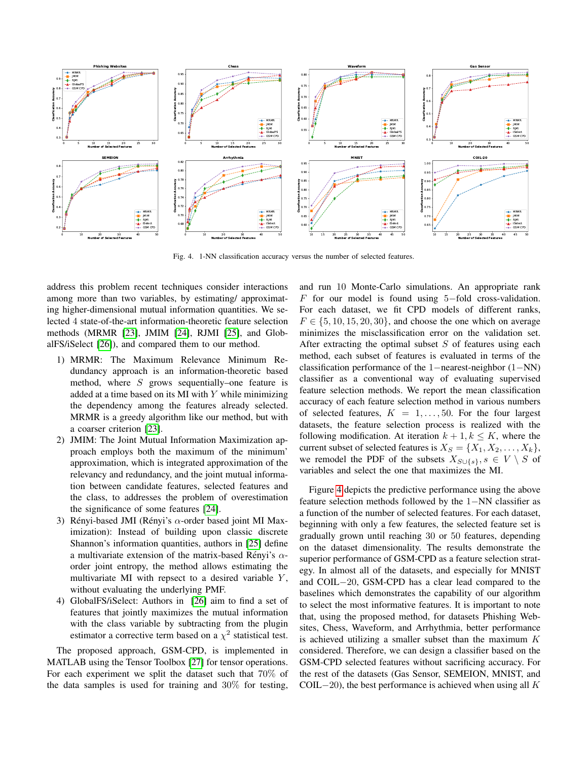Fig. 4. 1-NN classification accuracy versus the number of selected features.

address this problem recent techniques consider interactions among more than two variables, by estimating/ approximating higher-dimensional mutual information quantities. We selected 4 state-of-the-art information-theoretic feature selection methods (MRMR [23], JMIM [24], RJMI [25], and GlobalFS/iSelect [26]), and compared them to our method.

1) MRMR: The Maximum Relevance Minimum Redundancy approach is an information-theoretic based method, where $S$ grows sequentially–one feature is added at a time based on its MI with $Y$ while minimizing the dependency among the features already selected. MRMR is a greedy algorithm like our method, but with a coarser criterion [23].
2) JMIM: The Joint Mutual Information Maximization approach employs both the maximum of the minimum' approximation, which is integrated approximation of the relevancy and redundancy, and the joint mutual information between candidate features, selected features and the class, to addresses the problem of overestimation the significance of some features [24].
3) Rényi-based JMI (Rényi's $\alpha$-order based joint MI Maximization): Instead of building upon classic discrete Shannon's information quantities, authors in [25] define a multivariate extension of the matrix-based Rényi's $\alpha$-order joint entropy, the method allows estimating the multivariate MI with repsect to a desired variable $Y$, without evaluating the underlying PMF.
4) GlobalFS/iSelect: Authors in [26] aim to find a set of features that jointly maximizes the mutual information with the class variable by subtracting from the plugin estimator a corrective term based on a $\chi^2$ statistical test.

The proposed approach, GSM-CPD, is implemented in MATLAB using the Tensor Toolbox [27] for tensor operations. For each experiment we split the dataset such that 70% of the data samples is used for training and 30% for testing, and run 10 Monte-Carlo simulations. An appropriate rank $F$ for our model is found using 5−fold cross-validation. For each dataset, we fit CPD models of different ranks, $F \in \{5, 10, 15, 20, 30\}$, and choose the one which on average minimizes the misclassification error on the validation set. After extracting the optimal subset $S$ of features using each method, each subset of features is evaluated in terms of the classification performance of the 1−nearest-neighbor (1−NN) classifier as a conventional way of evaluating supervised feature selection methods. We report the mean classification accuracy of each feature selection method in various numbers of selected features, $K = 1, \ldots, 50$. For the four largest datasets, the feature selection process is realized with the following modification. At iteration $k+1, k \leq K$, where the current subset of selected features is $X_S = \{X_1, X_2, \ldots, X_k\}$, we remodel the PDF of the subsets $X_{S \cup \{s\}}, s \in V \setminus S$ of variables and select the one that maximizes the MI.

Figure 4 depicts the predictive performance using the above feature selection methods followed by the 1−NN classifier as a function of the number of selected features. For each dataset, beginning with only a few features, the selected feature set is gradually grown until reaching 30 or 50 features, depending on the dataset dimensionality. The results demonstrate the superior performance of GSM-CPD as a feature selection strategy. In almost all of the datasets, and especially for MNIST and COIL−20, GSM-CPD has a clear lead compared to the baselines which demonstrates the capability of our algorithm to select the most informative features. It is important to note that, using the proposed method, for datasets Phishing Websites, Chess, Waveform, and Arrhythmia, better performance is achieved utilizing a smaller subset than the maximum $K$ considered. Therefore, we can design a classifier based on the GSM-CPD selected features without sacrificing accuracy. For the rest of the datasets (Gas Sensor, SEMEION, MNIST, and COIL−20), the best performance is achieved when using all $K$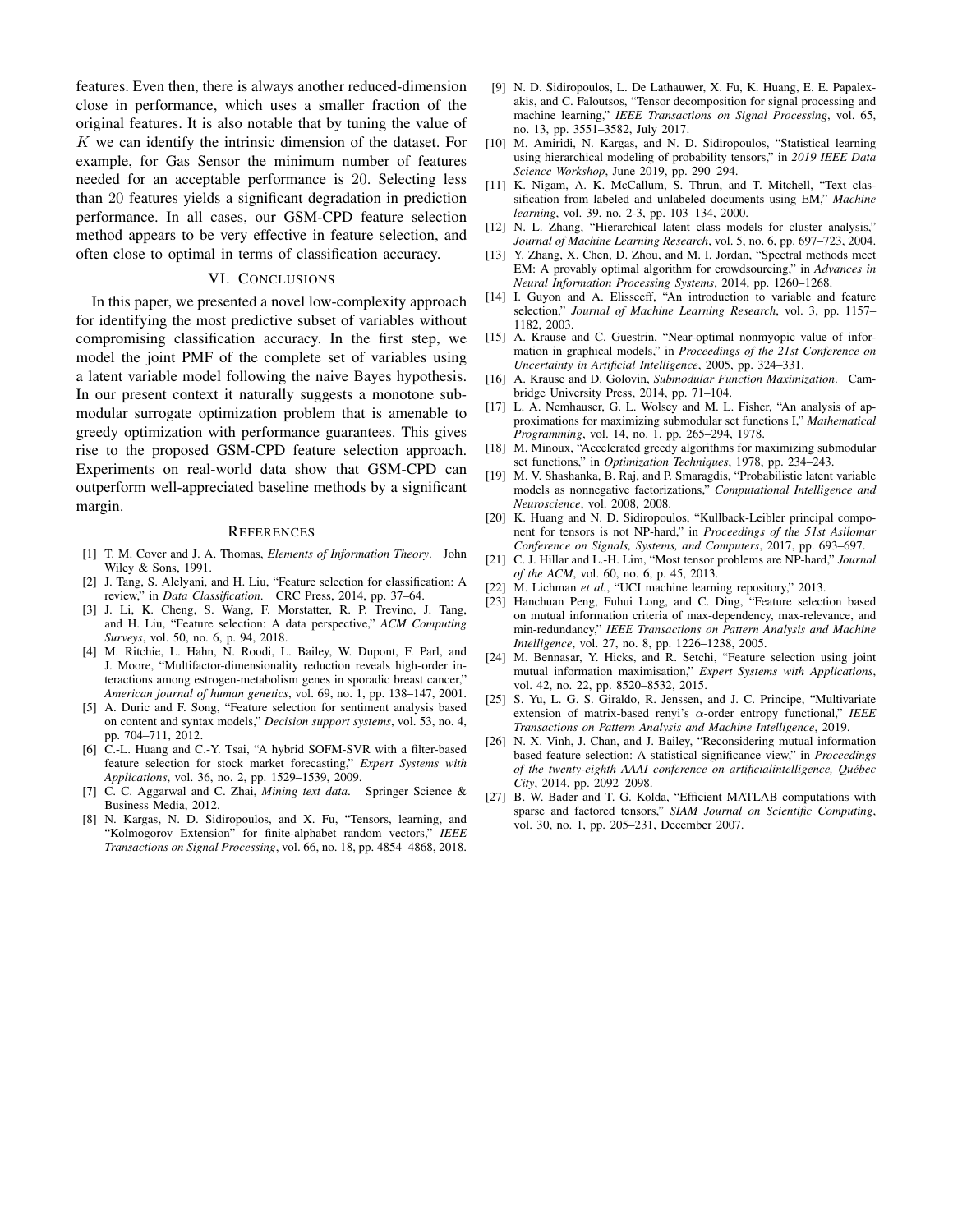features. Even then, there is always another reduced-dimension close in performance, which uses a smaller fraction of the original features. It is also notable that by tuning the value of $K$ we can identify the intrinsic dimension of the dataset. For example, for Gas Sensor the minimum number of features needed for an acceptable performance is 20. Selecting less than 20 features yields a significant degradation in prediction performance. In all cases, our GSM-CPD feature selection method appears to be very effective in feature selection, and often close to optimal in terms of classification accuracy.

## VI. Conclusions

In this paper, we presented a novel low-complexity approach for identifying the most predictive subset of variables without compromising classification accuracy. In the first step, we model the joint PMF of the complete set of variables using a latent variable model following the naive Bayes hypothesis. In our present context it naturally suggests a monotone submodular surrogate optimization problem that is amenable to greedy optimization with performance guarantees. This gives rise to the proposed GSM-CPD feature selection approach. Experiments on real-world data show that GSM-CPD can outperform well-appreciated baseline methods by a significant margin.

## References

[1] T. M. Cover and J. A. Thomas, *Elements of Information Theory*. John Wiley & Sons, 1991.

[2] J. Tang, S. Alelyani, and H. Liu, "Feature selection for classification: A review," in *Data Classification*. CRC Press, 2014, pp. 37–64.

[3] J. Li, K. Cheng, S. Wang, F. Morstatter, R. P. Trevino, J. Tang, and H. Liu, "Feature selection: A data perspective," *ACM Computing Surveys*, vol. 50, no. 6, p. 94, 2018.

[4] M. Ritchie, L. Hahn, N. Roodi, L. Bailey, W. Dupont, F. Parl, and J. Moore, "Multifactor-dimensionality reduction reveals high-order interactions among estrogen-metabolism genes in sporadic breast cancer," *American journal of human genetics*, vol. 69, no. 1, pp. 138–147, 2001.

[5] A. Duric and F. Song, "Feature selection for sentiment analysis based on content and syntax models," *Decision support systems*, vol. 53, no. 4, pp. 704–711, 2012.

[6] C.-L. Huang and C.-Y. Tsai, "A hybrid SOFM-SVR with a filter-based feature selection for stock market forecasting," *Expert Systems with Applications*, vol. 36, no. 2, pp. 1529–1539, 2009.

[7] C. C. Aggarwal and C. Zhai, *Mining text data*. Springer Science & Business Media, 2012.

[8] N. Kargas, N. D. Sidiropoulos, and X. Fu, "Tensors, learning, and "Kolmogorov Extension" for finite-alphabet random vectors," *IEEE Transactions on Signal Processing*, vol. 66, no. 18, pp. 4854–4868, 2018.

[9] N. D. Sidiropoulos, L. De Lathauwer, X. Fu, K. Huang, E. E. Papalexakis, and C. Faloutsos, "Tensor decomposition for signal processing and machine learning," *IEEE Transactions on Signal Processing*, vol. 65, no. 13, pp. 3551–3582, July 2017.

[10] M. Amiridi, N. Kargas, and N. D. Sidiropoulos, "Statistical learning using hierarchical modeling of probability tensors," in *2019 IEEE Data Science Workshop*, June 2019, pp. 290–294.

[11] K. Nigam, A. K. McCallum, S. Thrun, and T. Mitchell, "Text classification from labeled and unlabeled documents using EM," *Machine learning*, vol. 39, no. 2-3, pp. 103–134, 2000.

[12] N. L. Zhang, "Hierarchical latent class models for cluster analysis," *Journal of Machine Learning Research*, vol. 5, no. 6, pp. 697–723, 2004.

[13] Y. Zhang, X. Chen, D. Zhou, and M. I. Jordan, "Spectral methods meet EM: A provably optimal algorithm for crowdsourcing," in *Advances in Neural Information Processing Systems*, 2014, pp. 1260–1268.

[14] I. Guyon and A. Elisseeff, "An introduction to variable and feature selection," *Journal of Machine Learning Research*, vol. 3, pp. 1157–1182, 2003.

[15] A. Krause and C. Guestrin, "Near-optimal nonmyopic value of information in graphical models," in *Proceedings of the 21st Conference on Uncertainty in Artificial Intelligence*, 2005, pp. 324–331.

[16] A. Krause and D. Golovin, *Submodular Function Maximization*. Cambridge University Press, 2014, pp. 71–104.

[17] L. A. Nemhauser, G. L. Wolsey and M. L. Fisher, "An analysis of approximations for maximizing submodular set functions I," *Mathematical Programming*, vol. 14, no. 1, pp. 265–294, 1978.

[18] M. Minoux, "Accelerated greedy algorithms for maximizing submodular set functions," in *Optimization Techniques*, 1978, pp. 234–243.

[19] M. V. Shashanka, B. Raj, and P. Smaragdis, "Probabilistic latent variable models as nonnegative factorizations," *Computational Intelligence and Neuroscience*, vol. 2008, 2008.

[20] K. Huang and N. D. Sidiropoulos, "Kullback-Leibler principal component for tensors is not NP-hard," in *Proceedings of the 51st Asilomar Conference on Signals, Systems, and Computers*, 2017, pp. 693–697.

[21] C. J. Hillar and L.-H. Lim, "Most tensor problems are NP-hard," *Journal of the ACM*, vol. 60, no. 6, p. 45, 2013.

[22] M. Lichman *et al.*, "UCI machine learning repository," 2013.

[23] Hanchuan Peng, Fuhui Long, and C. Ding, "Feature selection based on mutual information criteria of max-dependency, max-relevance, and min-redundancy," *IEEE Transactions on Pattern Analysis and Machine Intelligence*, vol. 27, no. 8, pp. 1226–1238, 2005.

[24] M. Bennasar, Y. Hicks, and R. Setchi, "Feature selection using joint mutual information maximisation," *Expert Systems with Applications*, vol. 42, no. 22, pp. 8520–8532, 2015.

[25] S. Yu, L. G. S. Giraldo, R. Jenssen, and J. C. Principe, "Multivariate extension of matrix-based renyi's $\alpha$-order entropy functional," *IEEE Transactions on Pattern Analysis and Machine Intelligence*, 2019.

[26] N. X. Vinh, J. Chan, and J. Bailey, "Reconsidering mutual information based feature selection: A statistical significance view," in *Proceedings of the twenty-eighth AAAI conference on artificialintelligence, Québec City*, 2014, pp. 2092–2098.

[27] B. W. Bader and T. G. Kolda, "Efficient MATLAB computations with sparse and factored tensors," *SIAM Journal on Scientific Computing*, vol. 30, no. 1, pp. 205–231, December 2007.